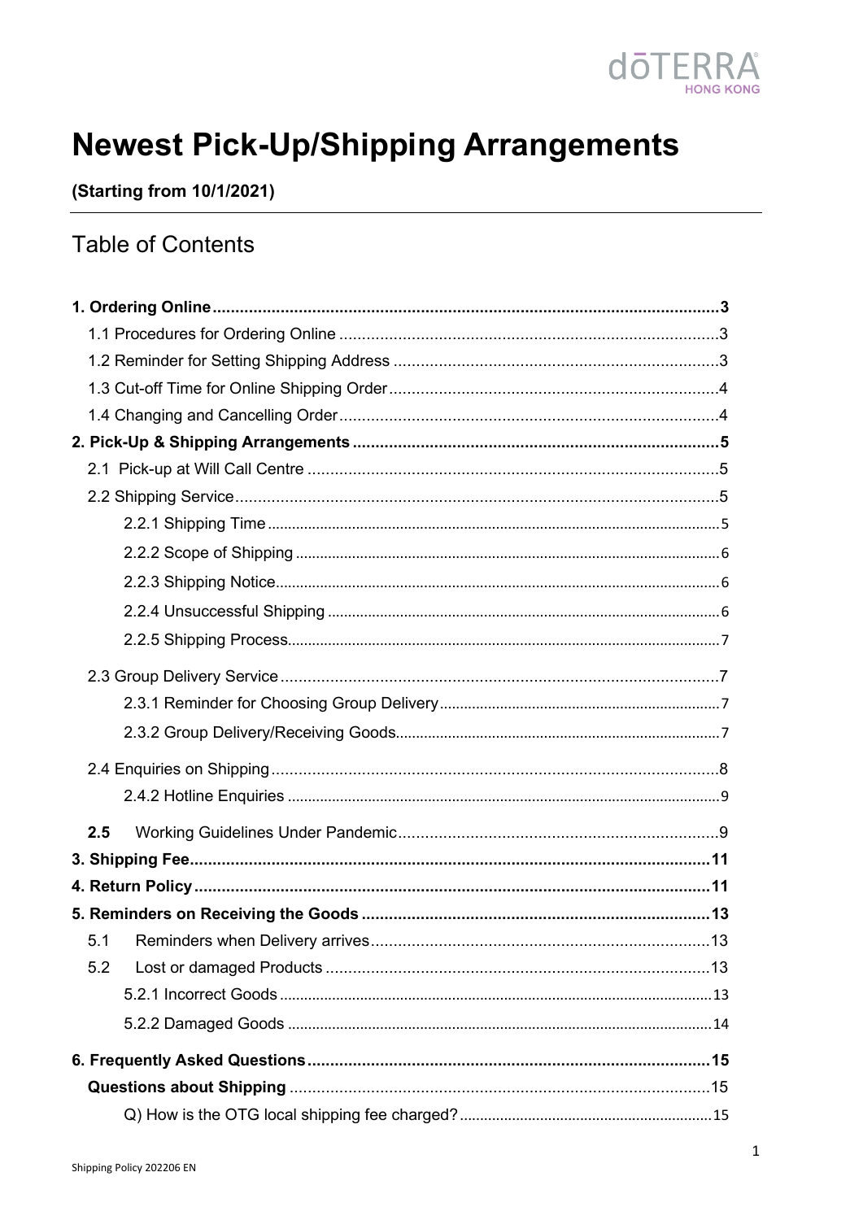# Newest Pick-Up/Shipping Arrangements

**(Starting from 10/1/2021)**

## Table of Contents

**1. Ordering Online** .......... 3
- 1.1 Procedures for Ordering Online .......... 3
- 1.2 Reminder for Setting Shipping Address .......... 3
- 1.3 Cut-off Time for Online Shipping Order .......... 4
- 1.4 Changing and Cancelling Order .......... 4

**2. Pick-Up & Shipping Arrangements** .......... 5
- 2.1 Pick-up at Will Call Centre .......... 5
- 2.2 Shipping Service .......... 5
  - 2.2.1 Shipping Time .......... 5
  - 2.2.2 Scope of Shipping .......... 6
  - 2.2.3 Shipping Notice .......... 6
  - 2.2.4 Unsuccessful Shipping .......... 6
  - 2.2.5 Shipping Process .......... 7
- 2.3 Group Delivery Service .......... 7
  - 2.3.1 Reminder for Choosing Group Delivery .......... 7
  - 2.3.2 Group Delivery/Receiving Goods .......... 7
- 2.4 Enquiries on Shipping .......... 8
  - 2.4.2 Hotline Enquiries .......... 9
- **2.5** Working Guidelines Under Pandemic .......... 9

**3. Shipping Fee** .......... 11

**4. Return Policy** .......... 11

**5. Reminders on Receiving the Goods** .......... 13
- 5.1 Reminders when Delivery arrives .......... 13
- 5.2 Lost or damaged Products .......... 13
  - 5.2.1 Incorrect Goods .......... 13
  - 5.2.2 Damaged Goods .......... 14

**6. Frequently Asked Questions** .......... 15
- **Questions about Shipping** .......... 15
  - Q) How is the OTG local shipping fee charged? .......... 15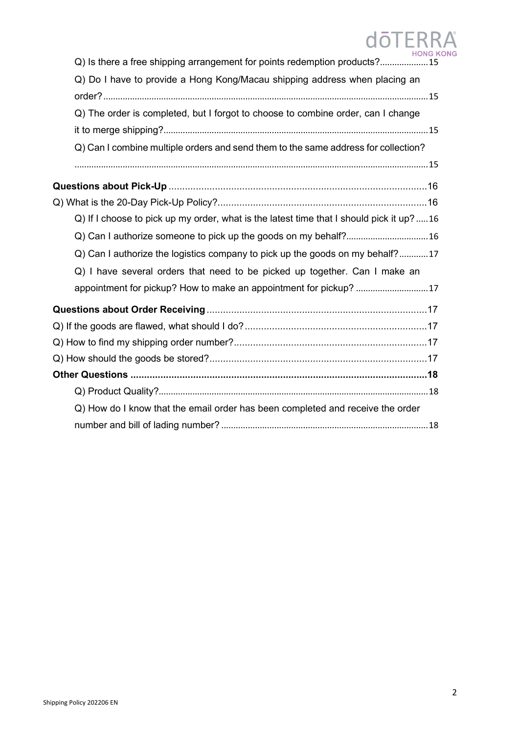Q) Is there a free shipping arrangement for points redemption products? ..... 15

Q) Do I have to provide a Hong Kong/Macau shipping address when placing an order? ..... 15

Q) The order is completed, but I forgot to choose to combine order, can I change it to merge shipping? ..... 15

Q) Can I combine multiple orders and send them to the same address for collection? ..... 15

**Questions about Pick-Up** ..... 16

Q) What is the 20-Day Pick-Up Policy? ..... 16

Q) If I choose to pick up my order, what is the latest time that I should pick it up? ..... 16

Q) Can I authorize someone to pick up the goods on my behalf? ..... 16

Q) Can I authorize the logistics company to pick up the goods on my behalf? ..... 17

Q) I have several orders that need to be picked up together. Can I make an appointment for pickup? How to make an appointment for pickup? ..... 17

**Questions about Order Receiving** ..... 17

Q) If the goods are flawed, what should I do? ..... 17

Q) How to find my shipping order number? ..... 17

Q) How should the goods be stored? ..... 17

**Other Questions** ..... **18**

Q) Product Quality? ..... 18

Q) How do I know that the email order has been completed and receive the order number and bill of lading number? ..... 18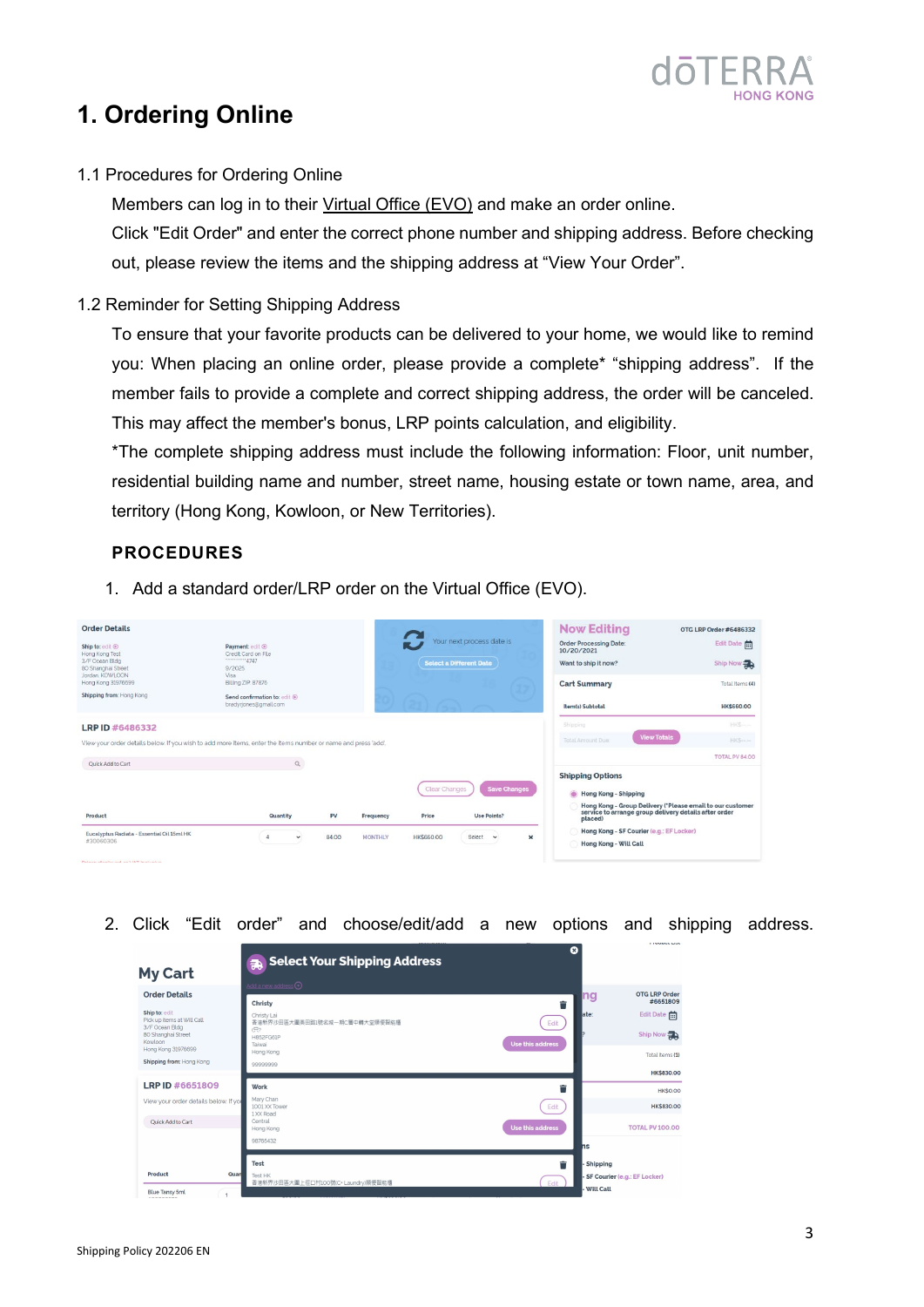# 1. Ordering Online

1.1 Procedures for Ordering Online

Members can log in to their Virtual Office (EVO) and make an order online.
Click "Edit Order" and enter the correct phone number and shipping address. Before checking out, please review the items and the shipping address at “View Your Order”.

1.2 Reminder for Setting Shipping Address

To ensure that your favorite products can be delivered to your home, we would like to remind you: When placing an online order, please provide a complete* “shipping address”. If the member fails to provide a complete and correct shipping address, the order will be canceled. This may affect the member's bonus, LRP points calculation, and eligibility.
*The complete shipping address must include the following information: Floor, unit number, residential building name and number, street name, housing estate or town name, area, and territory (Hong Kong, Kowloon, or New Territories).

**PROCEDURES**

1. Add a standard order/LRP order on the Virtual Office (EVO).

2. Click “Edit order” and choose/edit/add a new options and shipping address.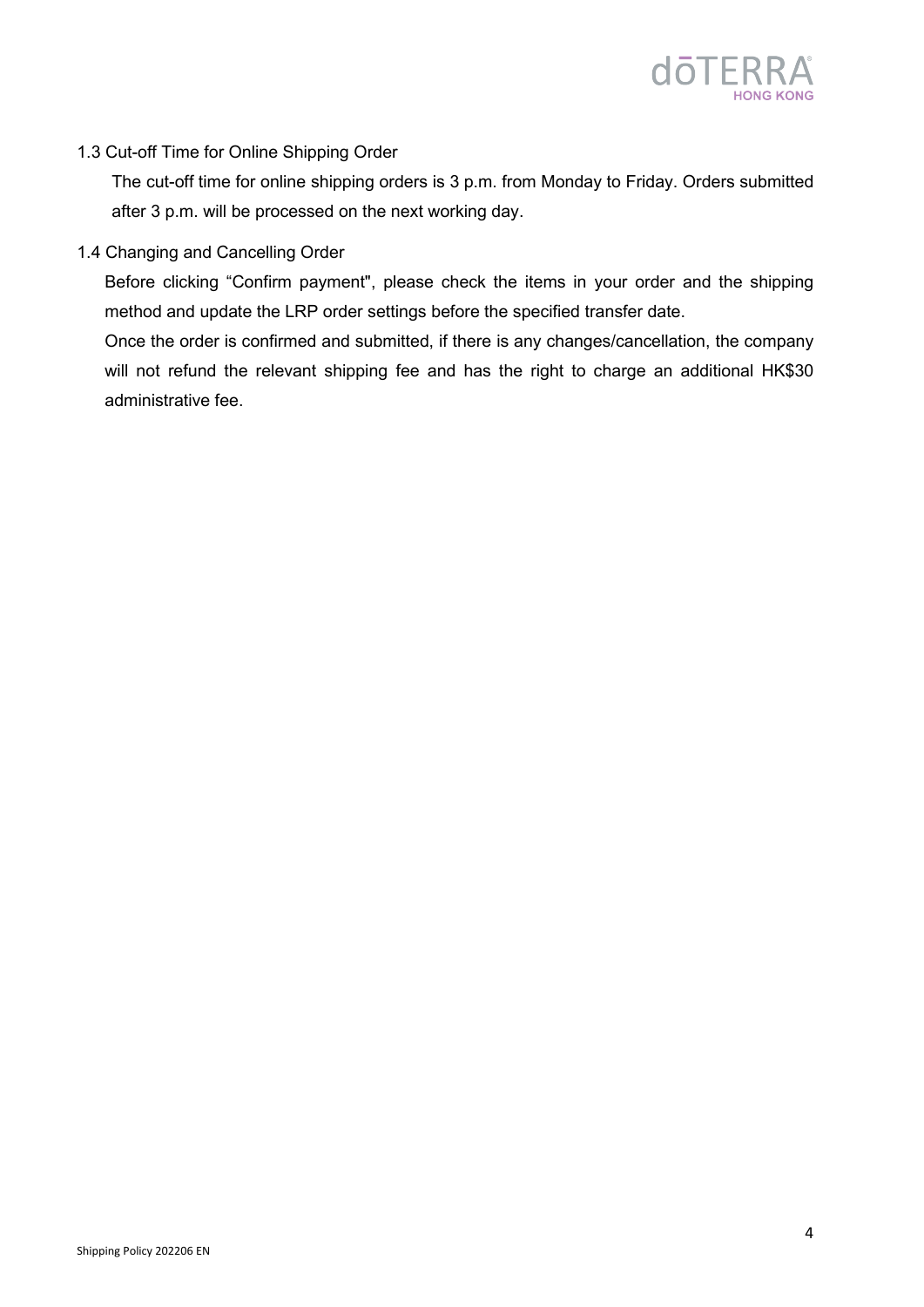### 1.3 Cut-off Time for Online Shipping Order

The cut-off time for online shipping orders is 3 p.m. from Monday to Friday. Orders submitted after 3 p.m. will be processed on the next working day.

### 1.4 Changing and Cancelling Order

Before clicking “Confirm payment", please check the items in your order and the shipping method and update the LRP order settings before the specified transfer date.

Once the order is confirmed and submitted, if there is any changes/cancellation, the company will not refund the relevant shipping fee and has the right to charge an additional HK$30 administrative fee.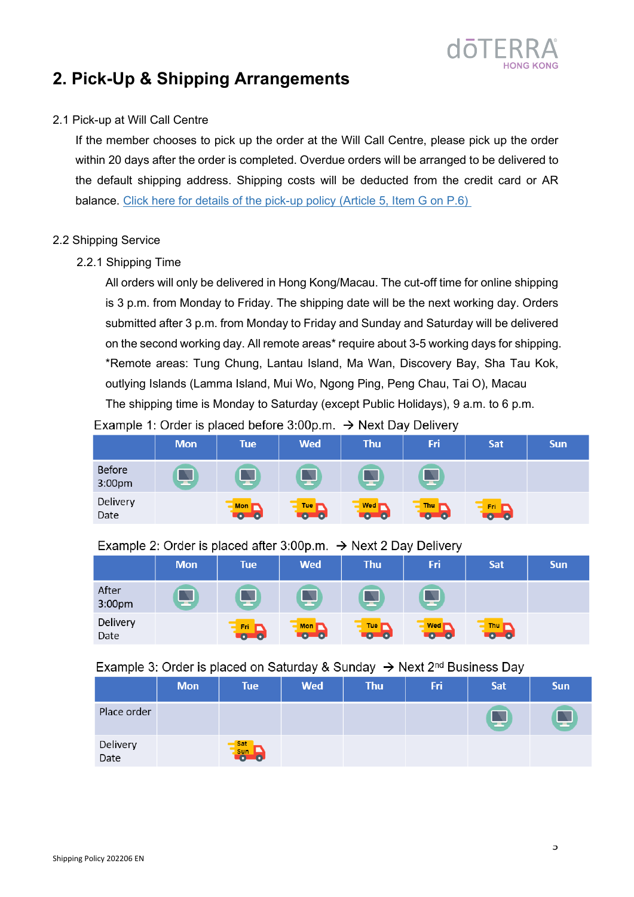## 2. Pick-Up & Shipping Arrangements

2.1 Pick-up at Will Call Centre

If the member chooses to pick up the order at the Will Call Centre, please pick up the order within 20 days after the order is completed. Overdue orders will be arranged to be delivered to the default shipping address. Shipping costs will be deducted from the credit card or AR balance. Click here for details of the pick-up policy (Article 5, Item G on P.6)

2.2 Shipping Service

2.2.1 Shipping Time

All orders will only be delivered in Hong Kong/Macau. The cut-off time for online shipping is 3 p.m. from Monday to Friday. The shipping date will be the next working day. Orders submitted after 3 p.m. from Monday to Friday and Sunday and Saturday will be delivered on the second working day. All remote areas* require about 3-5 working days for shipping.

*Remote areas: Tung Chung, Lantau Island, Ma Wan, Discovery Bay, Sha Tau Kok, outlying Islands (Lamma Island, Mui Wo, Ngong Ping, Peng Chau, Tai O), Macau

The shipping time is Monday to Saturday (except Public Holidays), 9 a.m. to 6 p.m.

Example 1: Order is placed before 3:00p.m. → Next Day Delivery

| | Mon | Tue | Wed | Thu | Fri | Sat | Sun |
|---|---|---|---|---|---|---|---|
| Before 3:00pm | ✓ | ✓ | ✓ | ✓ | ✓ | | |
| Delivery Date | | Mon | Tue | Wed | Thu | Fri | |

Example 2: Order is placed after 3:00p.m. → Next 2 Day Delivery

| | Mon | Tue | Wed | Thu | Fri | Sat | Sun |
|---|---|---|---|---|---|---|---|
| After 3:00pm | ✓ | ✓ | ✓ | ✓ | ✓ | | |
| Delivery Date | | Fri | Mon | Tue | Wed | Thu | |

Example 3: Order is placed on Saturday & Sunday → Next 2nd Business Day

| | Mon | Tue | Wed | Thu | Fri | Sat | Sun |
|---|---|---|---|---|---|---|---|
| Place order | | | | | | ✓ | ✓ |
| Delivery Date | | Sat Sun | | | | | |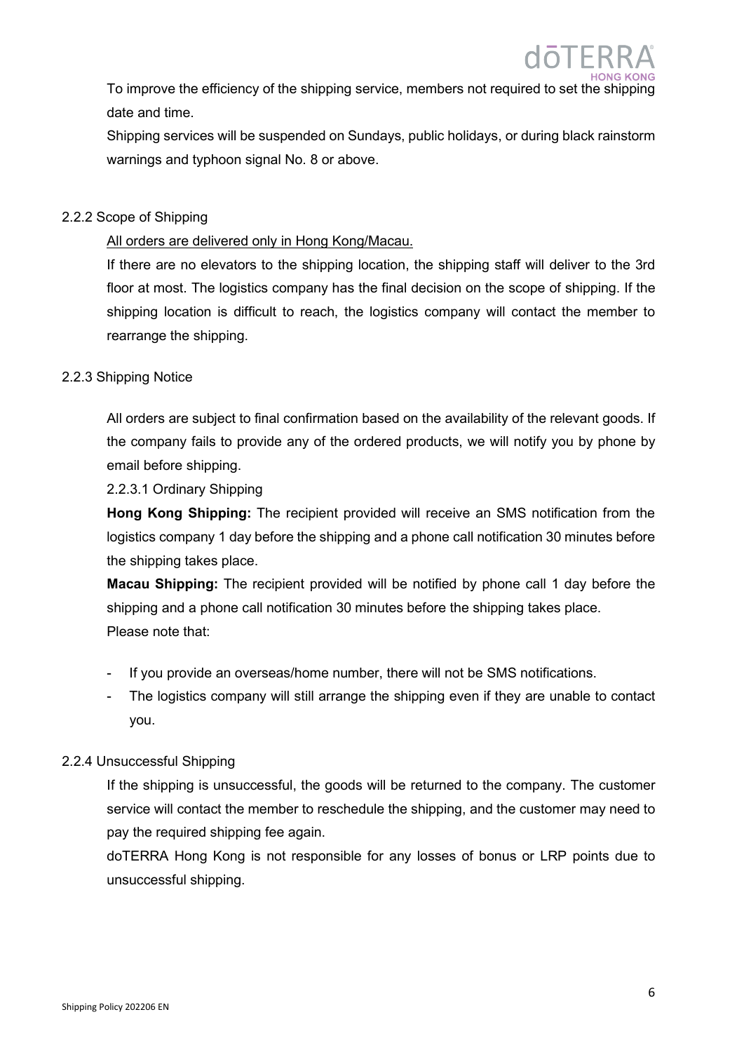To improve the efficiency of the shipping service, members not required to set the shipping date and time.

Shipping services will be suspended on Sundays, public holidays, or during black rainstorm warnings and typhoon signal No. 8 or above.

### 2.2.2 Scope of Shipping

<u>All orders are delivered only in Hong Kong/Macau.</u>

If there are no elevators to the shipping location, the shipping staff will deliver to the 3rd floor at most. The logistics company has the final decision on the scope of shipping. If the shipping location is difficult to reach, the logistics company will contact the member to rearrange the shipping.

### 2.2.3 Shipping Notice

All orders are subject to final confirmation based on the availability of the relevant goods. If the company fails to provide any of the ordered products, we will notify you by phone by email before shipping.

#### 2.2.3.1 Ordinary Shipping

**Hong Kong Shipping:** The recipient provided will receive an SMS notification from the logistics company 1 day before the shipping and a phone call notification 30 minutes before the shipping takes place.

**Macau Shipping:** The recipient provided will be notified by phone call 1 day before the shipping and a phone call notification 30 minutes before the shipping takes place.

Please note that:

- If you provide an overseas/home number, there will not be SMS notifications.
- The logistics company will still arrange the shipping even if they are unable to contact you.

### 2.2.4 Unsuccessful Shipping

If the shipping is unsuccessful, the goods will be returned to the company. The customer service will contact the member to reschedule the shipping, and the customer may need to pay the required shipping fee again.

doTERRA Hong Kong is not responsible for any losses of bonus or LRP points due to unsuccessful shipping.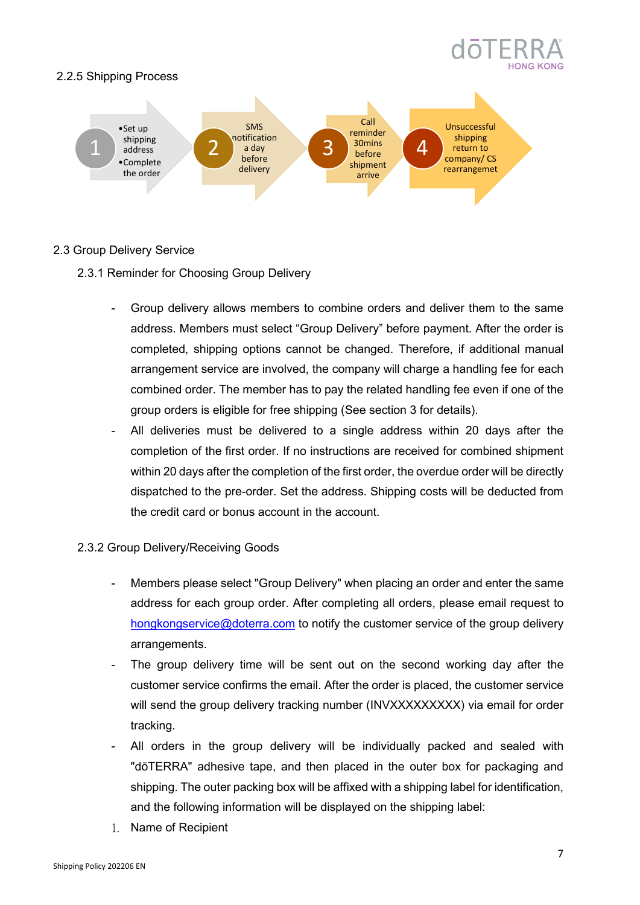2.2.5 Shipping Process

1. • Set up shipping address
   • Complete the order
2. SMS notification a day before delivery
3. Call reminder 30mins before shipment arrive
4. Unsuccessful shipping return to company/ CS rearrangemet

2.3 Group Delivery Service

2.3.1 Reminder for Choosing Group Delivery

- Group delivery allows members to combine orders and deliver them to the same address. Members must select "Group Delivery" before payment. After the order is completed, shipping options cannot be changed. Therefore, if additional manual arrangement service are involved, the company will charge a handling fee for each combined order. The member has to pay the related handling fee even if one of the group orders is eligible for free shipping (See section 3 for details).
- All deliveries must be delivered to a single address within 20 days after the completion of the first order. If no instructions are received for combined shipment within 20 days after the completion of the first order, the overdue order will be directly dispatched to the pre-order. Set the address. Shipping costs will be deducted from the credit card or bonus account in the account.

2.3.2 Group Delivery/Receiving Goods

- Members please select "Group Delivery" when placing an order and enter the same address for each group order. After completing all orders, please email request to hongkongservice@doterra.com to notify the customer service of the group delivery arrangements.
- The group delivery time will be sent out on the second working day after the customer service confirms the email. After the order is placed, the customer service will send the group delivery tracking number (INVXXXXXXXXX) via email for order tracking.
- All orders in the group delivery will be individually packed and sealed with "dōTERRA" adhesive tape, and then placed in the outer box for packaging and shipping. The outer packing box will be affixed with a shipping label for identification, and the following information will be displayed on the shipping label:

1. Name of Recipient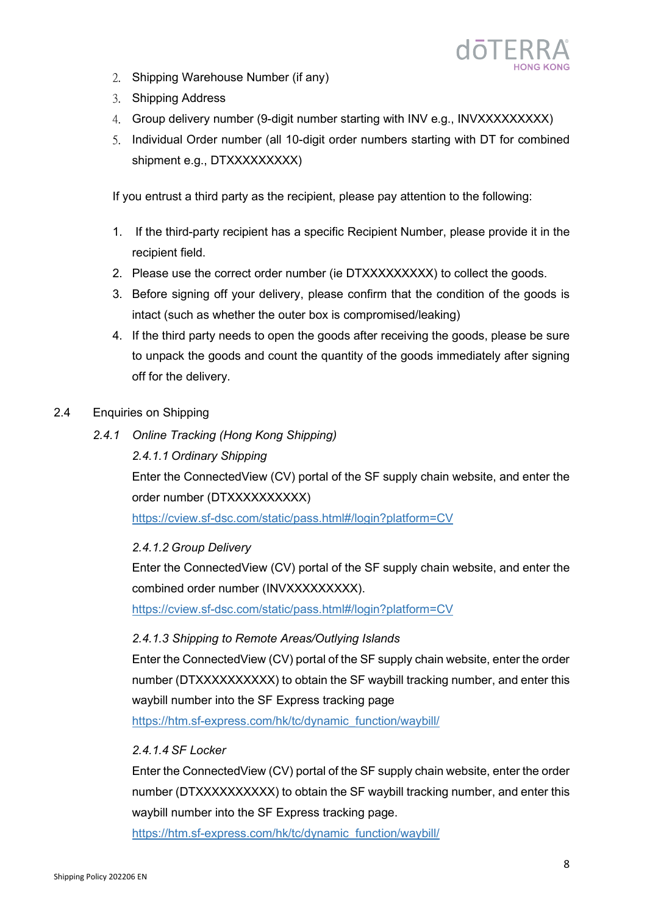2. Shipping Warehouse Number (if any)
3. Shipping Address
4. Group delivery number (9-digit number starting with INV e.g., INVXXXXXXXXX)
5. Individual Order number (all 10-digit order numbers starting with DT for combined shipment e.g., DTXXXXXXXXX)

If you entrust a third party as the recipient, please pay attention to the following:

1. If the third-party recipient has a specific Recipient Number, please provide it in the recipient field.
2. Please use the correct order number (ie DTXXXXXXXXX) to collect the goods.
3. Before signing off your delivery, please confirm that the condition of the goods is intact (such as whether the outer box is compromised/leaking)
4. If the third party needs to open the goods after receiving the goods, please be sure to unpack the goods and count the quantity of the goods immediately after signing off for the delivery.

## 2.4 Enquiries on Shipping

### *2.4.1 Online Tracking (Hong Kong Shipping)*

#### *2.4.1.1 Ordinary Shipping*

Enter the ConnectedView (CV) portal of the SF supply chain website, and enter the order number (DTXXXXXXXXXX)

https://cview.sf-dsc.com/static/pass.html#/login?platform=CV

#### *2.4.1.2 Group Delivery*

Enter the ConnectedView (CV) portal of the SF supply chain website, and enter the combined order number (INVXXXXXXXXX).

https://cview.sf-dsc.com/static/pass.html#/login?platform=CV

#### *2.4.1.3 Shipping to Remote Areas/Outlying Islands*

Enter the ConnectedView (CV) portal of the SF supply chain website, enter the order number (DTXXXXXXXXXX) to obtain the SF waybill tracking number, and enter this waybill number into the SF Express tracking page

https://htm.sf-express.com/hk/tc/dynamic_function/waybill/

#### *2.4.1.4 SF Locker*

Enter the ConnectedView (CV) portal of the SF supply chain website, enter the order number (DTXXXXXXXXXX) to obtain the SF waybill tracking number, and enter this waybill number into the SF Express tracking page.

https://htm.sf-express.com/hk/tc/dynamic_function/waybill/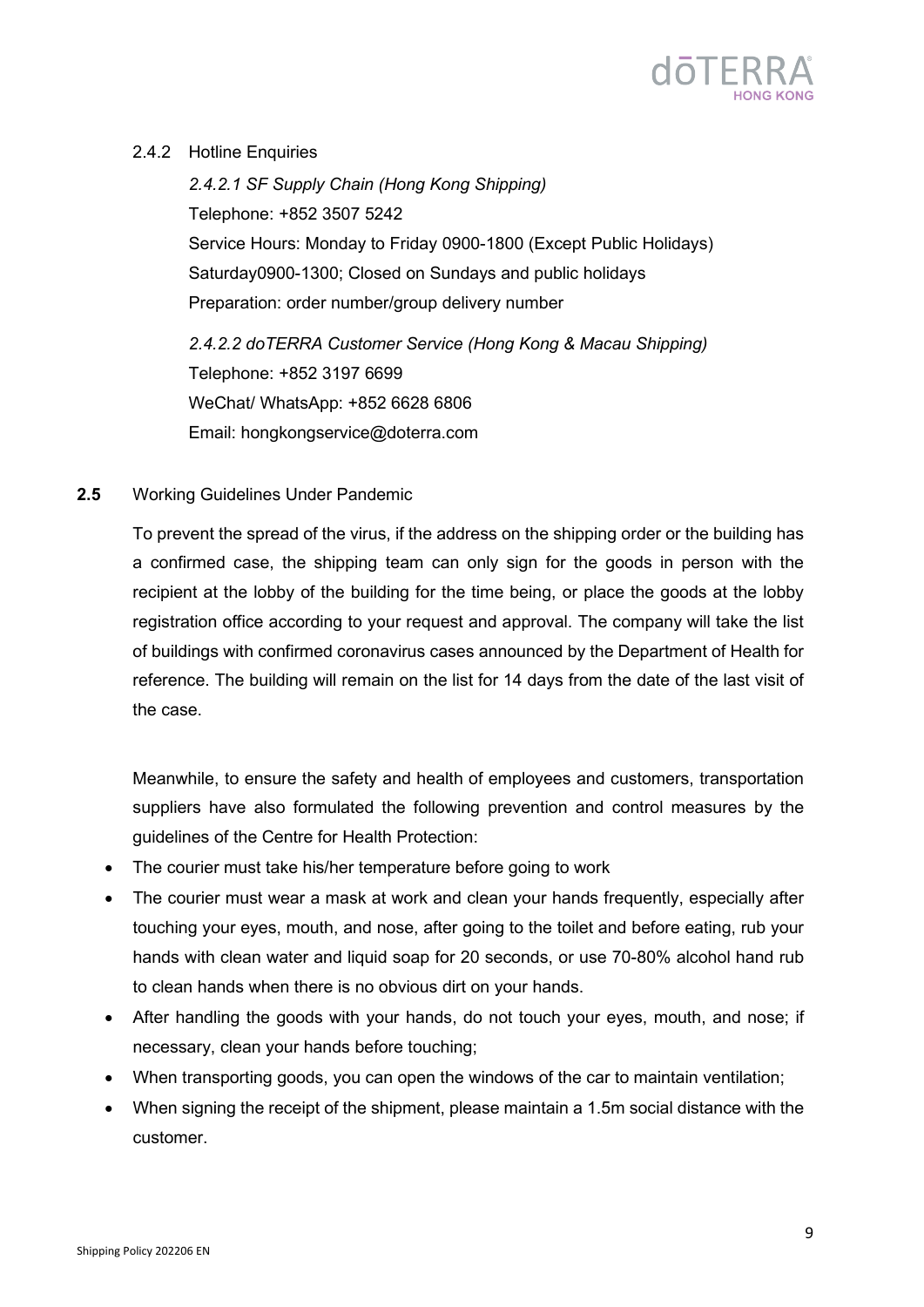### 2.4.2 Hotline Enquiries

*2.4.2.1 SF Supply Chain (Hong Kong Shipping)*

Telephone: +852 3507 5242

Service Hours: Monday to Friday 0900-1800 (Except Public Holidays)

Saturday0900-1300; Closed on Sundays and public holidays

Preparation: order number/group delivery number

*2.4.2.2 doTERRA Customer Service (Hong Kong & Macau Shipping)*

Telephone: +852 3197 6699

WeChat/ WhatsApp: +852 6628 6806

Email: hongkongservice@doterra.com

## **2.5** Working Guidelines Under Pandemic

To prevent the spread of the virus, if the address on the shipping order or the building has a confirmed case, the shipping team can only sign for the goods in person with the recipient at the lobby of the building for the time being, or place the goods at the lobby registration office according to your request and approval. The company will take the list of buildings with confirmed coronavirus cases announced by the Department of Health for reference. The building will remain on the list for 14 days from the date of the last visit of the case.

Meanwhile, to ensure the safety and health of employees and customers, transportation suppliers have also formulated the following prevention and control measures by the guidelines of the Centre for Health Protection:

- The courier must take his/her temperature before going to work
- The courier must wear a mask at work and clean your hands frequently, especially after touching your eyes, mouth, and nose, after going to the toilet and before eating, rub your hands with clean water and liquid soap for 20 seconds, or use 70-80% alcohol hand rub to clean hands when there is no obvious dirt on your hands.
- After handling the goods with your hands, do not touch your eyes, mouth, and nose; if necessary, clean your hands before touching;
- When transporting goods, you can open the windows of the car to maintain ventilation;
- When signing the receipt of the shipment, please maintain a 1.5m social distance with the customer.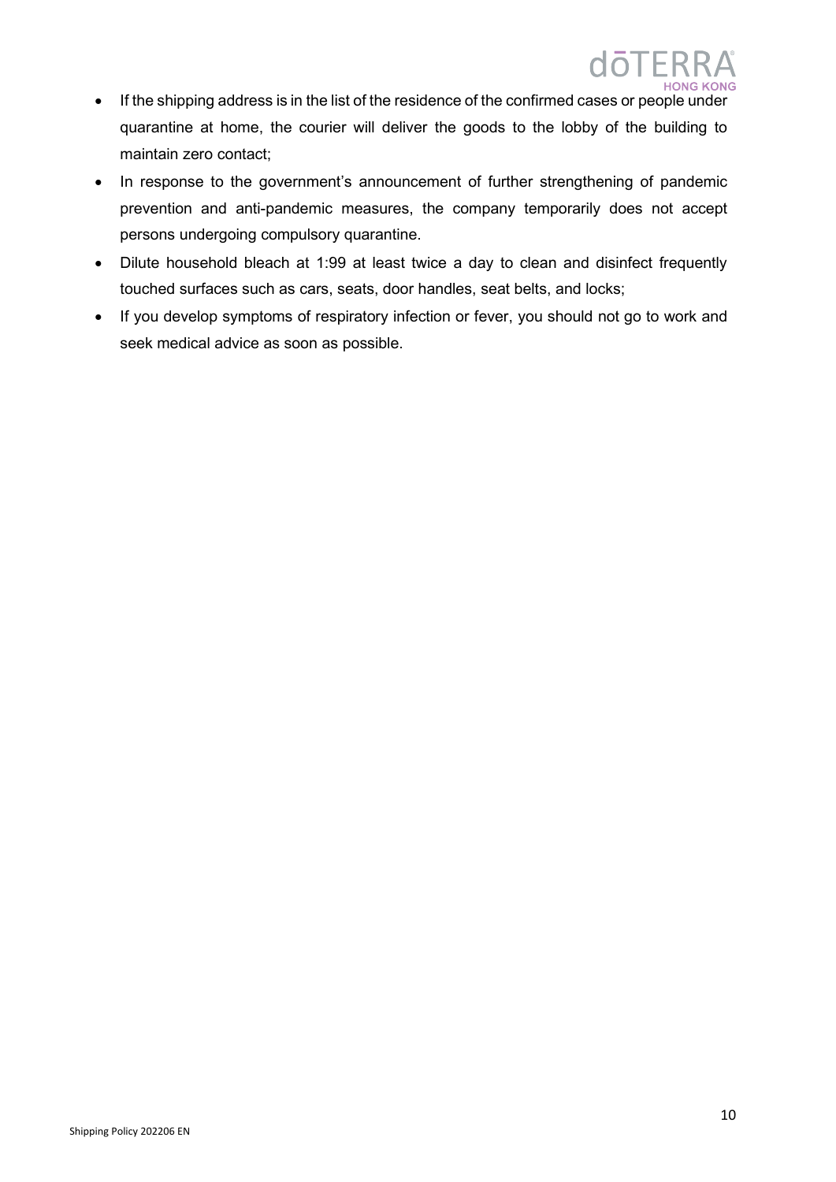- If the shipping address is in the list of the residence of the confirmed cases or people under quarantine at home, the courier will deliver the goods to the lobby of the building to maintain zero contact;
- In response to the government's announcement of further strengthening of pandemic prevention and anti-pandemic measures, the company temporarily does not accept persons undergoing compulsory quarantine.
- Dilute household bleach at 1:99 at least twice a day to clean and disinfect frequently touched surfaces such as cars, seats, door handles, seat belts, and locks;
- If you develop symptoms of respiratory infection or fever, you should not go to work and seek medical advice as soon as possible.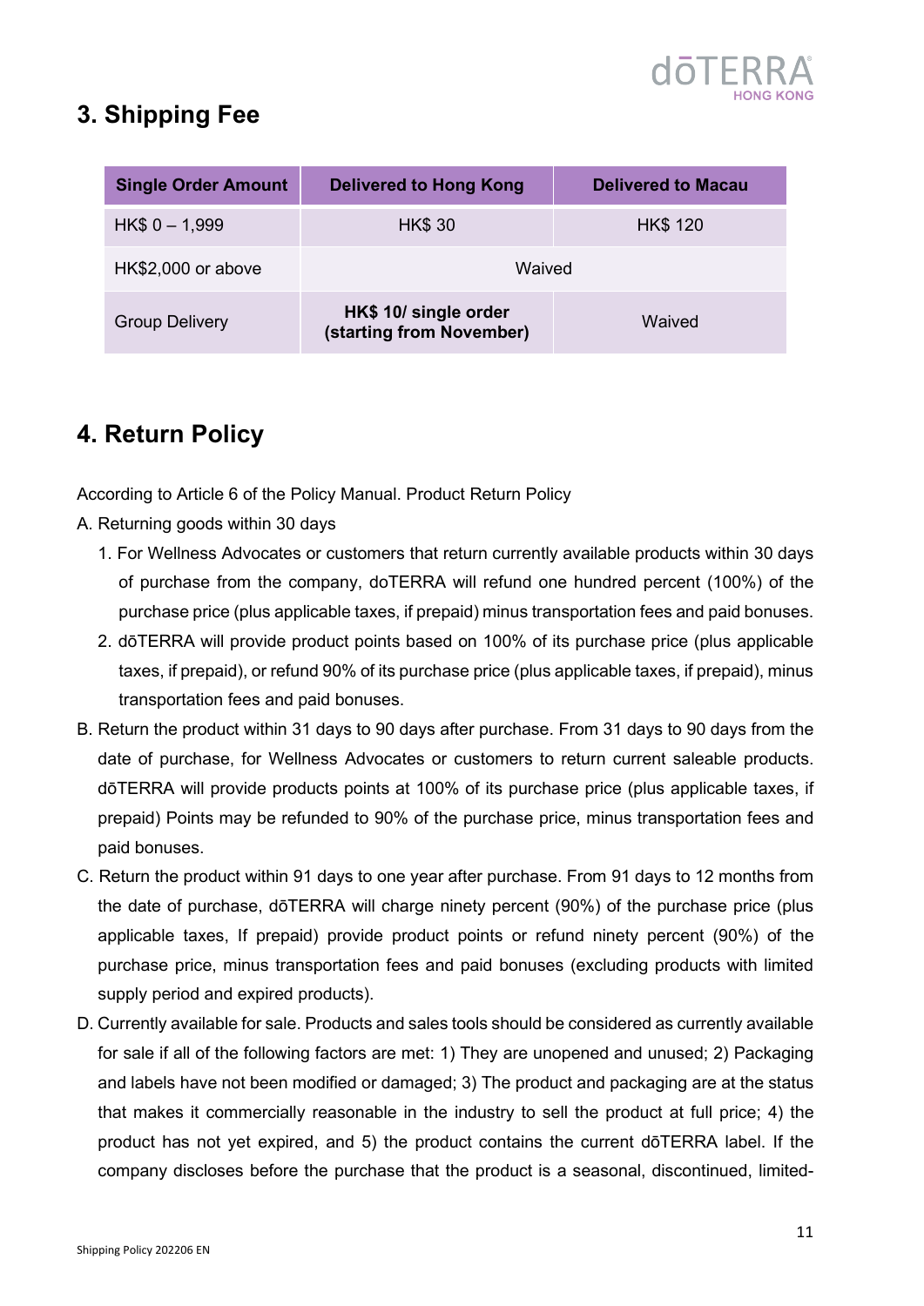## 3. Shipping Fee

| Single Order Amount | Delivered to Hong Kong | Delivered to Macau |
|---|---|---|
| HK$ 0 – 1,999 | HK$ 30 | HK$ 120 |
| HK$2,000 or above | Waived | |
| Group Delivery | **HK$ 10/ single order (starting from November)** | Waived |

## 4. Return Policy

According to Article 6 of the Policy Manual. Product Return Policy

A. Returning goods within 30 days

1. For Wellness Advocates or customers that return currently available products within 30 days of purchase from the company, doTERRA will refund one hundred percent (100%) of the purchase price (plus applicable taxes, if prepaid) minus transportation fees and paid bonuses.
2. dōTERRA will provide product points based on 100% of its purchase price (plus applicable taxes, if prepaid), or refund 90% of its purchase price (plus applicable taxes, if prepaid), minus transportation fees and paid bonuses.

B. Return the product within 31 days to 90 days after purchase. From 31 days to 90 days from the date of purchase, for Wellness Advocates or customers to return current saleable products. dōTERRA will provide products points at 100% of its purchase price (plus applicable taxes, if prepaid) Points may be refunded to 90% of the purchase price, minus transportation fees and paid bonuses.

C. Return the product within 91 days to one year after purchase. From 91 days to 12 months from the date of purchase, dōTERRA will charge ninety percent (90%) of the purchase price (plus applicable taxes, If prepaid) provide product points or refund ninety percent (90%) of the purchase price, minus transportation fees and paid bonuses (excluding products with limited supply period and expired products).

D. Currently available for sale. Products and sales tools should be considered as currently available for sale if all of the following factors are met: 1) They are unopened and unused; 2) Packaging and labels have not been modified or damaged; 3) The product and packaging are at the status that makes it commercially reasonable in the industry to sell the product at full price; 4) the product has not yet expired, and 5) the product contains the current dōTERRA label. If the company discloses before the purchase that the product is a seasonal, discontinued, limited-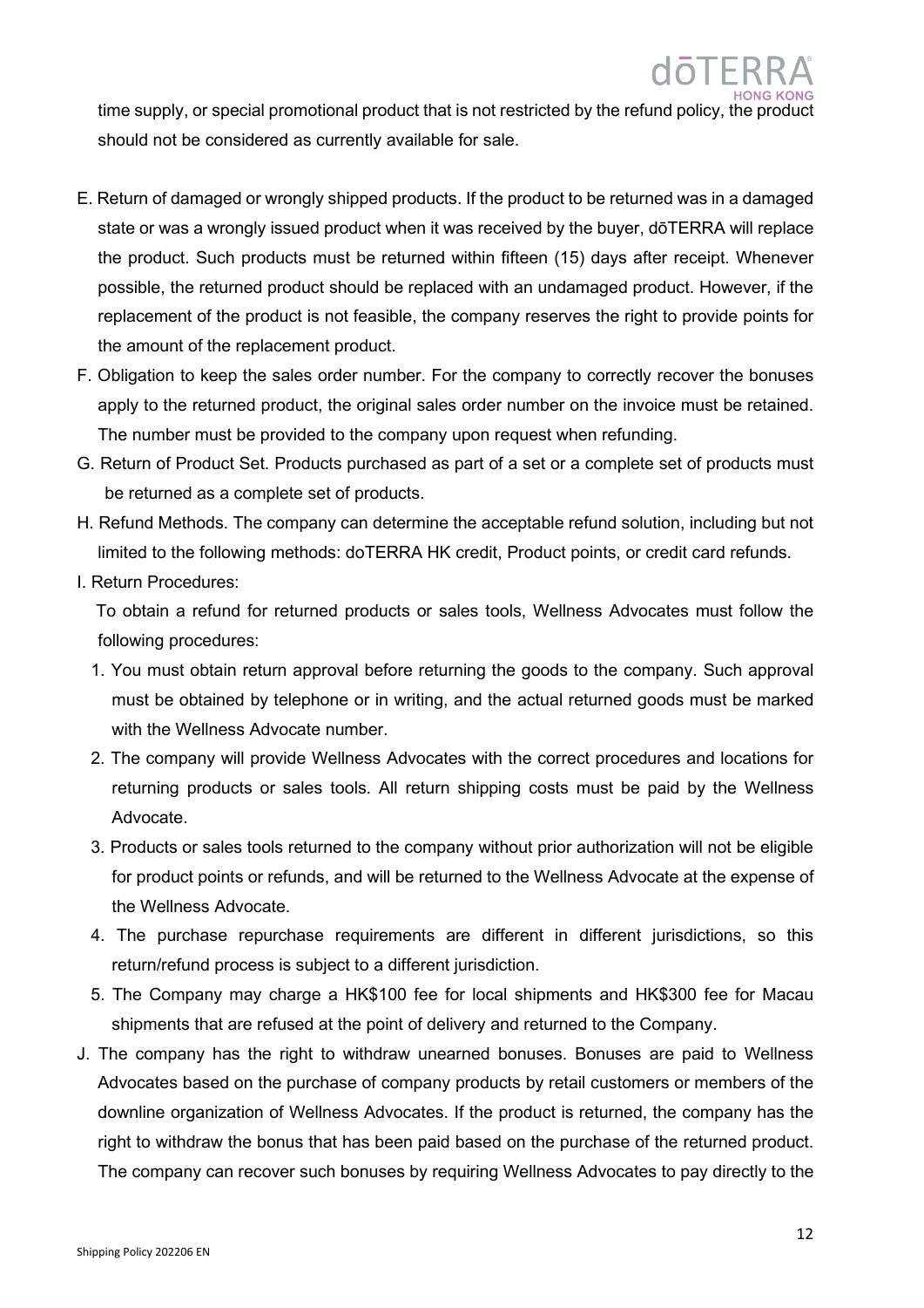time supply, or special promotional product that is not restricted by the refund policy, the product should not be considered as currently available for sale.

E. Return of damaged or wrongly shipped products. If the product to be returned was in a damaged state or was a wrongly issued product when it was received by the buyer, dōTERRA will replace the product. Such products must be returned within fifteen (15) days after receipt. Whenever possible, the returned product should be replaced with an undamaged product. However, if the replacement of the product is not feasible, the company reserves the right to provide points for the amount of the replacement product.

F. Obligation to keep the sales order number. For the company to correctly recover the bonuses apply to the returned product, the original sales order number on the invoice must be retained. The number must be provided to the company upon request when refunding.

G. Return of Product Set. Products purchased as part of a set or a complete set of products must be returned as a complete set of products.

H. Refund Methods. The company can determine the acceptable refund solution, including but not limited to the following methods: doTERRA HK credit, Product points, or credit card refunds.

I. Return Procedures:

To obtain a refund for returned products or sales tools, Wellness Advocates must follow the following procedures:

1. You must obtain return approval before returning the goods to the company. Such approval must be obtained by telephone or in writing, and the actual returned goods must be marked with the Wellness Advocate number.
2. The company will provide Wellness Advocates with the correct procedures and locations for returning products or sales tools. All return shipping costs must be paid by the Wellness Advocate.
3. Products or sales tools returned to the company without prior authorization will not be eligible for product points or refunds, and will be returned to the Wellness Advocate at the expense of the Wellness Advocate.
4. The purchase repurchase requirements are different in different jurisdictions, so this return/refund process is subject to a different jurisdiction.
5. The Company may charge a HK$100 fee for local shipments and HK$300 fee for Macau shipments that are refused at the point of delivery and returned to the Company.

J. The company has the right to withdraw unearned bonuses. Bonuses are paid to Wellness Advocates based on the purchase of company products by retail customers or members of the downline organization of Wellness Advocates. If the product is returned, the company has the right to withdraw the bonus that has been paid based on the purchase of the returned product. The company can recover such bonuses by requiring Wellness Advocates to pay directly to the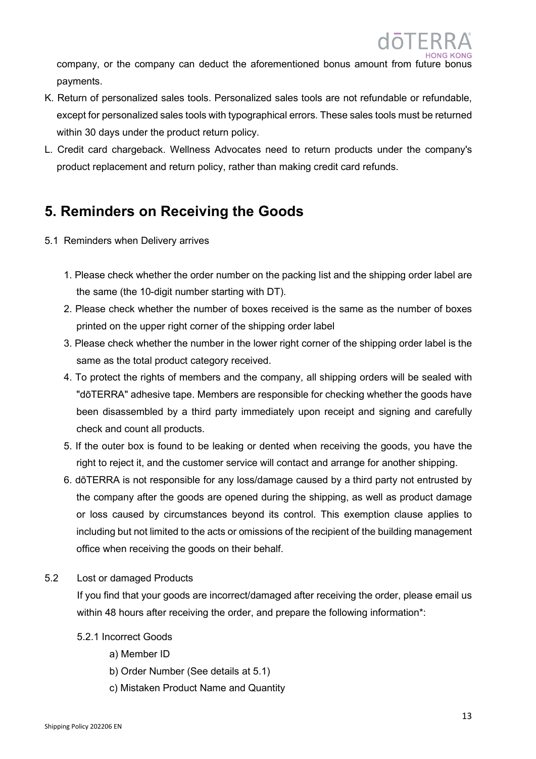company, or the company can deduct the aforementioned bonus amount from future bonus payments.

K. Return of personalized sales tools. Personalized sales tools are not refundable or refundable, except for personalized sales tools with typographical errors. These sales tools must be returned within 30 days under the product return policy.

L. Credit card chargeback. Wellness Advocates need to return products under the company's product replacement and return policy, rather than making credit card refunds.

# 5. Reminders on Receiving the Goods

5.1 Reminders when Delivery arrives

1. Please check whether the order number on the packing list and the shipping order label are the same (the 10-digit number starting with DT).
2. Please check whether the number of boxes received is the same as the number of boxes printed on the upper right corner of the shipping order label
3. Please check whether the number in the lower right corner of the shipping order label is the same as the total product category received.
4. To protect the rights of members and the company, all shipping orders will be sealed with "dōTERRA" adhesive tape. Members are responsible for checking whether the goods have been disassembled by a third party immediately upon receipt and signing and carefully check and count all products.
5. If the outer box is found to be leaking or dented when receiving the goods, you have the right to reject it, and the customer service will contact and arrange for another shipping.
6. dōTERRA is not responsible for any loss/damage caused by a third party not entrusted by the company after the goods are opened during the shipping, as well as product damage or loss caused by circumstances beyond its control. This exemption clause applies to including but not limited to the acts or omissions of the recipient of the building management office when receiving the goods on their behalf.

5.2 Lost or damaged Products

If you find that your goods are incorrect/damaged after receiving the order, please email us within 48 hours after receiving the order, and prepare the following information*:

5.2.1 Incorrect Goods

a) Member ID

b) Order Number (See details at 5.1)

c) Mistaken Product Name and Quantity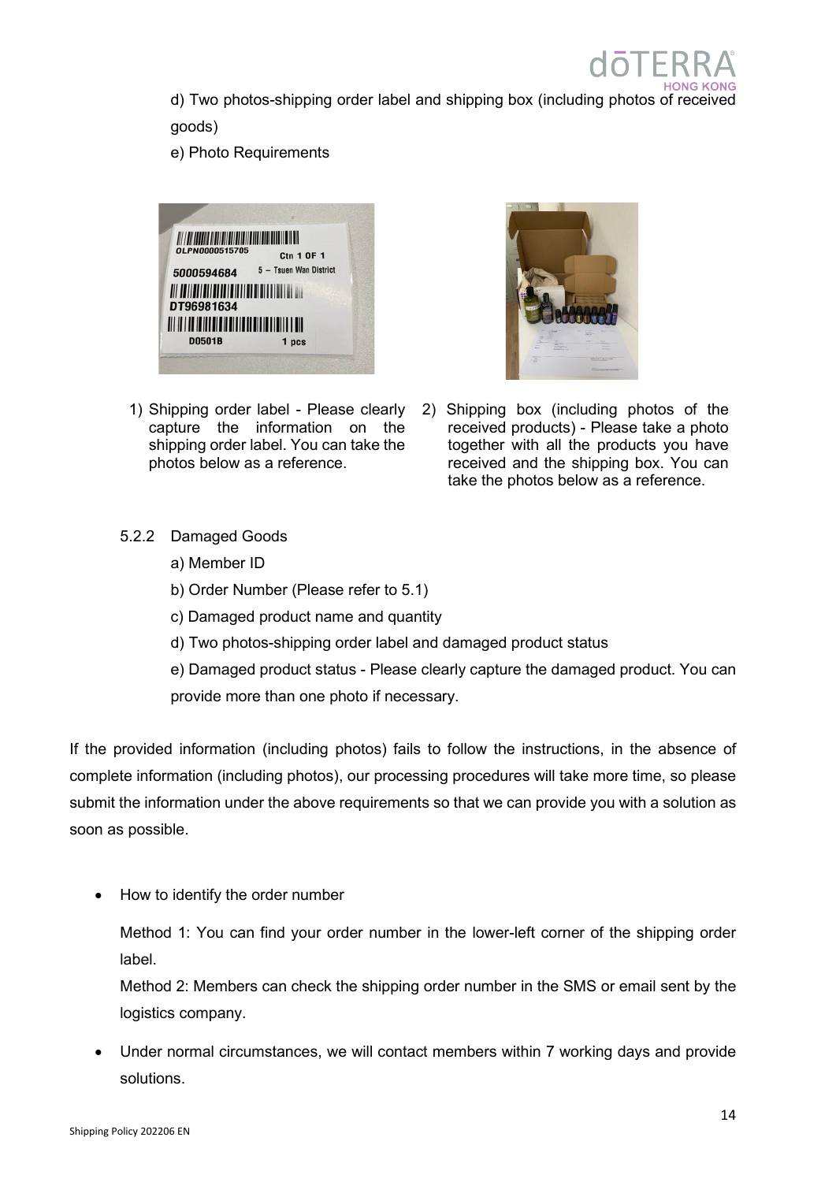d) Two photos-shipping order label and shipping box (including photos of received goods)

e) Photo Requirements

1) Shipping order label - Please clearly capture the information on the shipping order label. You can take the photos below as a reference.

2) Shipping box (including photos of the received products) - Please take a photo together with all the products you have received and the shipping box. You can take the photos below as a reference.

5.2.2 Damaged Goods

a) Member ID

b) Order Number (Please refer to 5.1)

c) Damaged product name and quantity

d) Two photos-shipping order label and damaged product status

e) Damaged product status - Please clearly capture the damaged product. You can provide more than one photo if necessary.

If the provided information (including photos) fails to follow the instructions, in the absence of complete information (including photos), our processing procedures will take more time, so please submit the information under the above requirements so that we can provide you with a solution as soon as possible.

- How to identify the order number

  Method 1: You can find your order number in the lower-left corner of the shipping order label.

  Method 2: Members can check the shipping order number in the SMS or email sent by the logistics company.

- Under normal circumstances, we will contact members within 7 working days and provide solutions.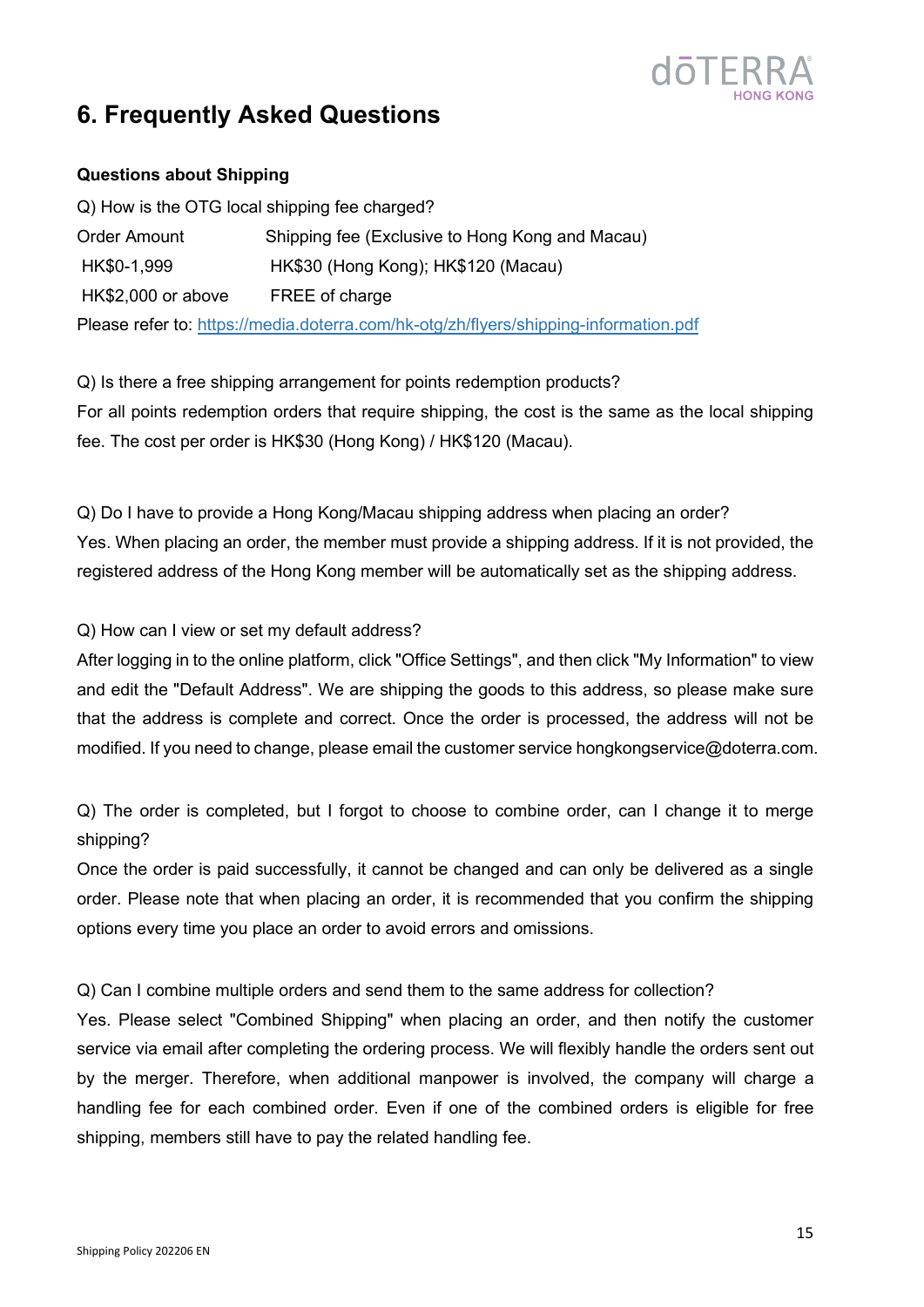# 6. Frequently Asked Questions

**Questions about Shipping**

Q) How is the OTG local shipping fee charged?

| Order Amount | Shipping fee (Exclusive to Hong Kong and Macau) |
| --- | --- |
| HK$0-1,999 | HK$30 (Hong Kong); HK$120 (Macau) |
| HK$2,000 or above | FREE of charge |

Please refer to: https://media.doterra.com/hk-otg/zh/flyers/shipping-information.pdf

Q) Is there a free shipping arrangement for points redemption products?
For all points redemption orders that require shipping, the cost is the same as the local shipping fee. The cost per order is HK$30 (Hong Kong) / HK$120 (Macau).

Q) Do I have to provide a Hong Kong/Macau shipping address when placing an order?
Yes. When placing an order, the member must provide a shipping address. If it is not provided, the registered address of the Hong Kong member will be automatically set as the shipping address.

Q) How can I view or set my default address?
After logging in to the online platform, click "Office Settings", and then click "My Information" to view and edit the "Default Address". We are shipping the goods to this address, so please make sure that the address is complete and correct. Once the order is processed, the address will not be modified. If you need to change, please email the customer service hongkongservice@doterra.com.

Q) The order is completed, but I forgot to choose to combine order, can I change it to merge shipping?
Once the order is paid successfully, it cannot be changed and can only be delivered as a single order. Please note that when placing an order, it is recommended that you confirm the shipping options every time you place an order to avoid errors and omissions.

Q) Can I combine multiple orders and send them to the same address for collection?
Yes. Please select "Combined Shipping" when placing an order, and then notify the customer service via email after completing the ordering process. We will flexibly handle the orders sent out by the merger. Therefore, when additional manpower is involved, the company will charge a handling fee for each combined order. Even if one of the combined orders is eligible for free shipping, members still have to pay the related handling fee.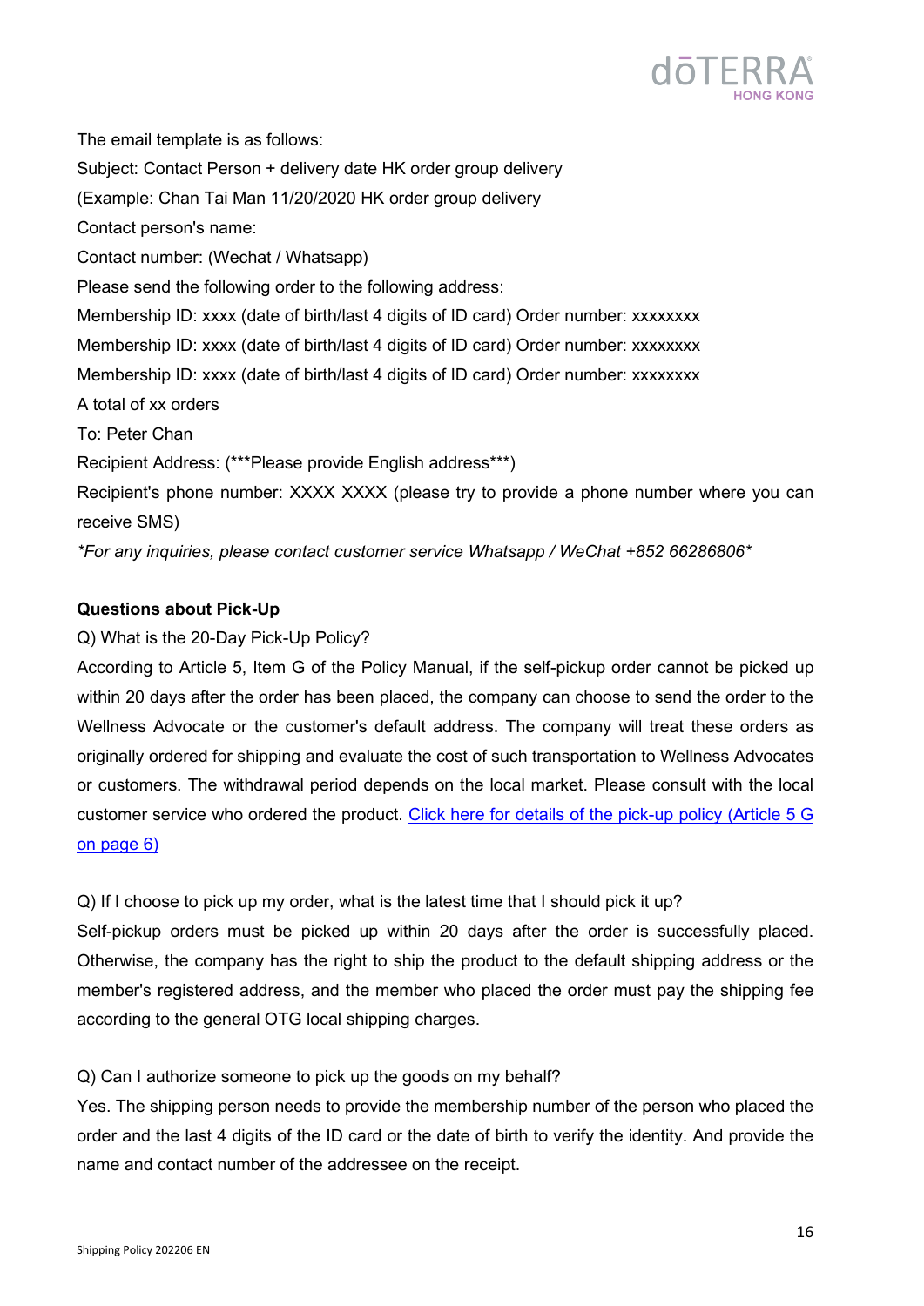The email template is as follows:

Subject: Contact Person + delivery date HK order group delivery

(Example: Chan Tai Man 11/20/2020 HK order group delivery

Contact person's name:

Contact number: (Wechat / Whatsapp)

Please send the following order to the following address:

Membership ID: xxxx (date of birth/last 4 digits of ID card) Order number: xxxxxxxx

Membership ID: xxxx (date of birth/last 4 digits of ID card) Order number: xxxxxxxx

Membership ID: xxxx (date of birth/last 4 digits of ID card) Order number: xxxxxxxx

A total of xx orders

To: Peter Chan

Recipient Address: (***Please provide English address***)

Recipient's phone number: XXXX XXXX (please try to provide a phone number where you can receive SMS)

*For any inquiries, please contact customer service Whatsapp / WeChat +852 66286806*

**Questions about Pick-Up**

Q) What is the 20-Day Pick-Up Policy?

According to Article 5, Item G of the Policy Manual, if the self-pickup order cannot be picked up within 20 days after the order has been placed, the company can choose to send the order to the Wellness Advocate or the customer's default address. The company will treat these orders as originally ordered for shipping and evaluate the cost of such transportation to Wellness Advocates or customers. The withdrawal period depends on the local market. Please consult with the local customer service who ordered the product. [Click here for details of the pick-up policy (Article 5 G on page 6)]

Q) If I choose to pick up my order, what is the latest time that I should pick it up?

Self-pickup orders must be picked up within 20 days after the order is successfully placed. Otherwise, the company has the right to ship the product to the default shipping address or the member's registered address, and the member who placed the order must pay the shipping fee according to the general OTG local shipping charges.

Q) Can I authorize someone to pick up the goods on my behalf?

Yes. The shipping person needs to provide the membership number of the person who placed the order and the last 4 digits of the ID card or the date of birth to verify the identity. And provide the name and contact number of the addressee on the receipt.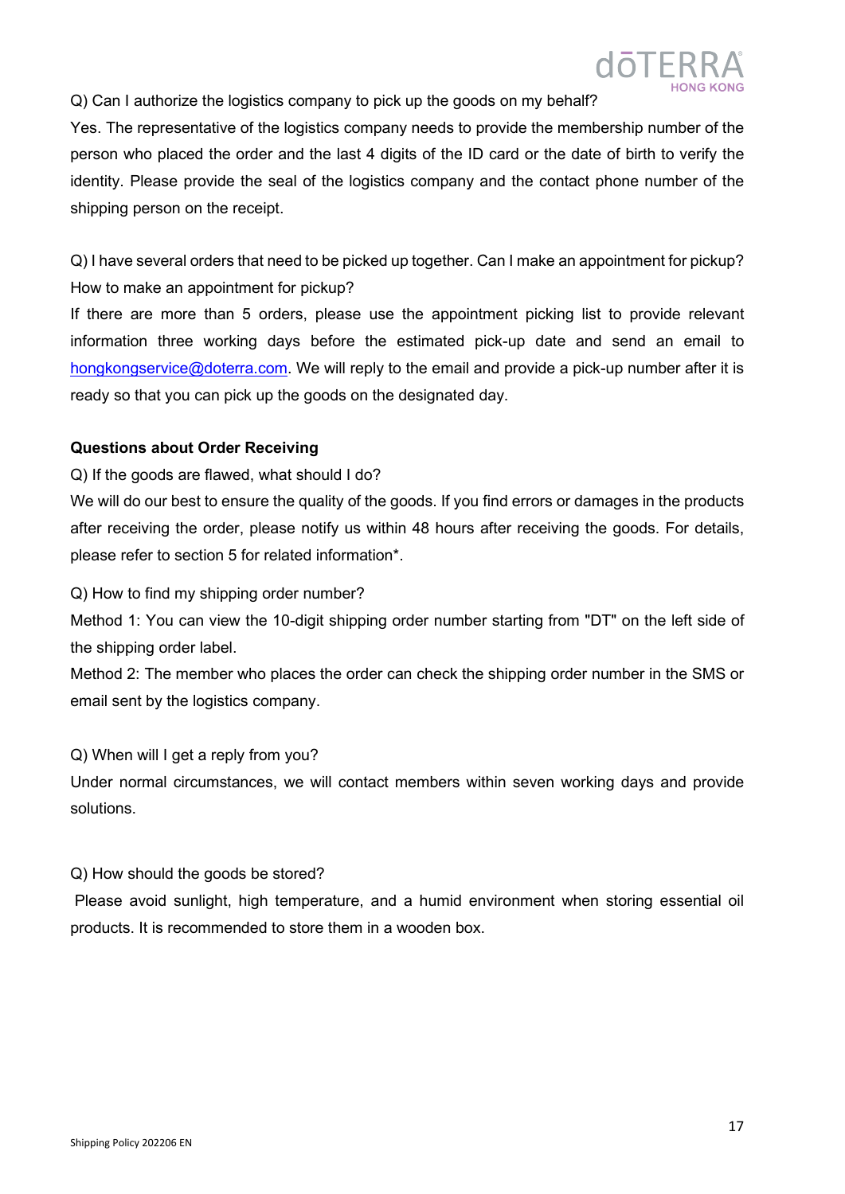Q) Can I authorize the logistics company to pick up the goods on my behalf?

Yes. The representative of the logistics company needs to provide the membership number of the person who placed the order and the last 4 digits of the ID card or the date of birth to verify the identity. Please provide the seal of the logistics company and the contact phone number of the shipping person on the receipt.

Q) I have several orders that need to be picked up together. Can I make an appointment for pickup? How to make an appointment for pickup?

If there are more than 5 orders, please use the appointment picking list to provide relevant information three working days before the estimated pick-up date and send an email to hongkongservice@doterra.com. We will reply to the email and provide a pick-up number after it is ready so that you can pick up the goods on the designated day.

**Questions about Order Receiving**

Q) If the goods are flawed, what should I do?

We will do our best to ensure the quality of the goods. If you find errors or damages in the products after receiving the order, please notify us within 48 hours after receiving the goods. For details, please refer to section 5 for related information*.

Q) How to find my shipping order number?

Method 1: You can view the 10-digit shipping order number starting from "DT" on the left side of the shipping order label.

Method 2: The member who places the order can check the shipping order number in the SMS or email sent by the logistics company.

Q) When will I get a reply from you?

Under normal circumstances, we will contact members within seven working days and provide solutions.

Q) How should the goods be stored?

Please avoid sunlight, high temperature, and a humid environment when storing essential oil products. It is recommended to store them in a wooden box.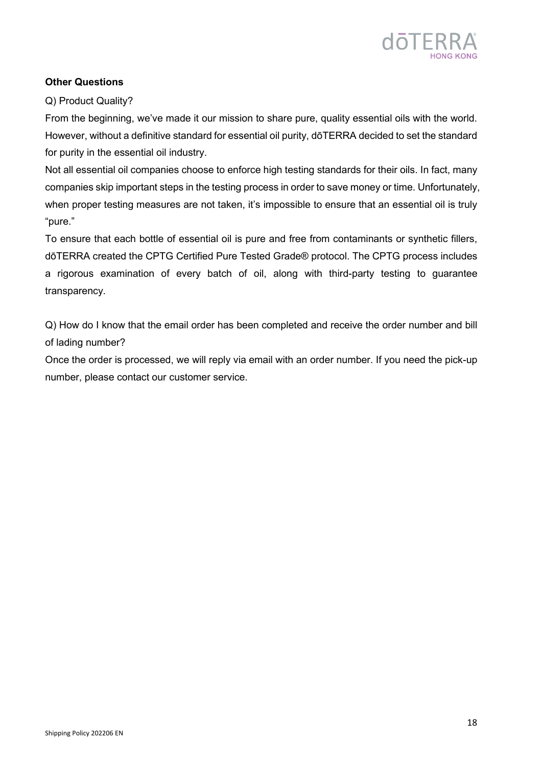**Other Questions**

Q) Product Quality?

From the beginning, we've made it our mission to share pure, quality essential oils with the world. However, without a definitive standard for essential oil purity, dōTERRA decided to set the standard for purity in the essential oil industry.

Not all essential oil companies choose to enforce high testing standards for their oils. In fact, many companies skip important steps in the testing process in order to save money or time. Unfortunately, when proper testing measures are not taken, it's impossible to ensure that an essential oil is truly "pure."

To ensure that each bottle of essential oil is pure and free from contaminants or synthetic fillers, dōTERRA created the CPTG Certified Pure Tested Grade® protocol. The CPTG process includes a rigorous examination of every batch of oil, along with third-party testing to guarantee transparency.

Q) How do I know that the email order has been completed and receive the order number and bill of lading number?

Once the order is processed, we will reply via email with an order number. If you need the pick-up number, please contact our customer service.